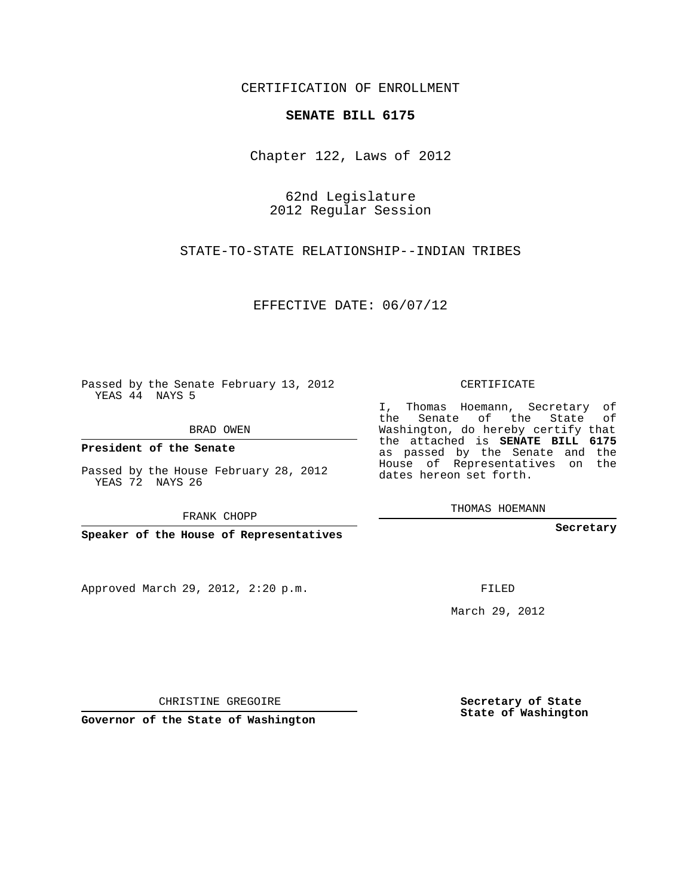CERTIFICATION OF ENROLLMENT

**SENATE BILL 6175**

Chapter 122, Laws of 2012

62nd Legislature
2012 Regular Session

STATE-TO-STATE RELATIONSHIP--INDIAN TRIBES

EFFECTIVE DATE: 06/07/12

Passed by the Senate February 13, 2012
YEAS 44 NAYS 5

BRAD OWEN

**President of the Senate**

Passed by the House February 28, 2012
YEAS 72 NAYS 26

FRANK CHOPP

**Speaker of the House of Representatives**

CERTIFICATE

I, Thomas Hoemann, Secretary of the Senate of the State of Washington, do hereby certify that the attached is **SENATE BILL 6175** as passed by the Senate and the House of Representatives on the dates hereon set forth.

THOMAS HOEMANN

**Secretary**

Approved March 29, 2012, 2:20 p.m.

FILED

March 29, 2012

CHRISTINE GREGOIRE

**Governor of the State of Washington**

**Secretary of State**
**State of Washington**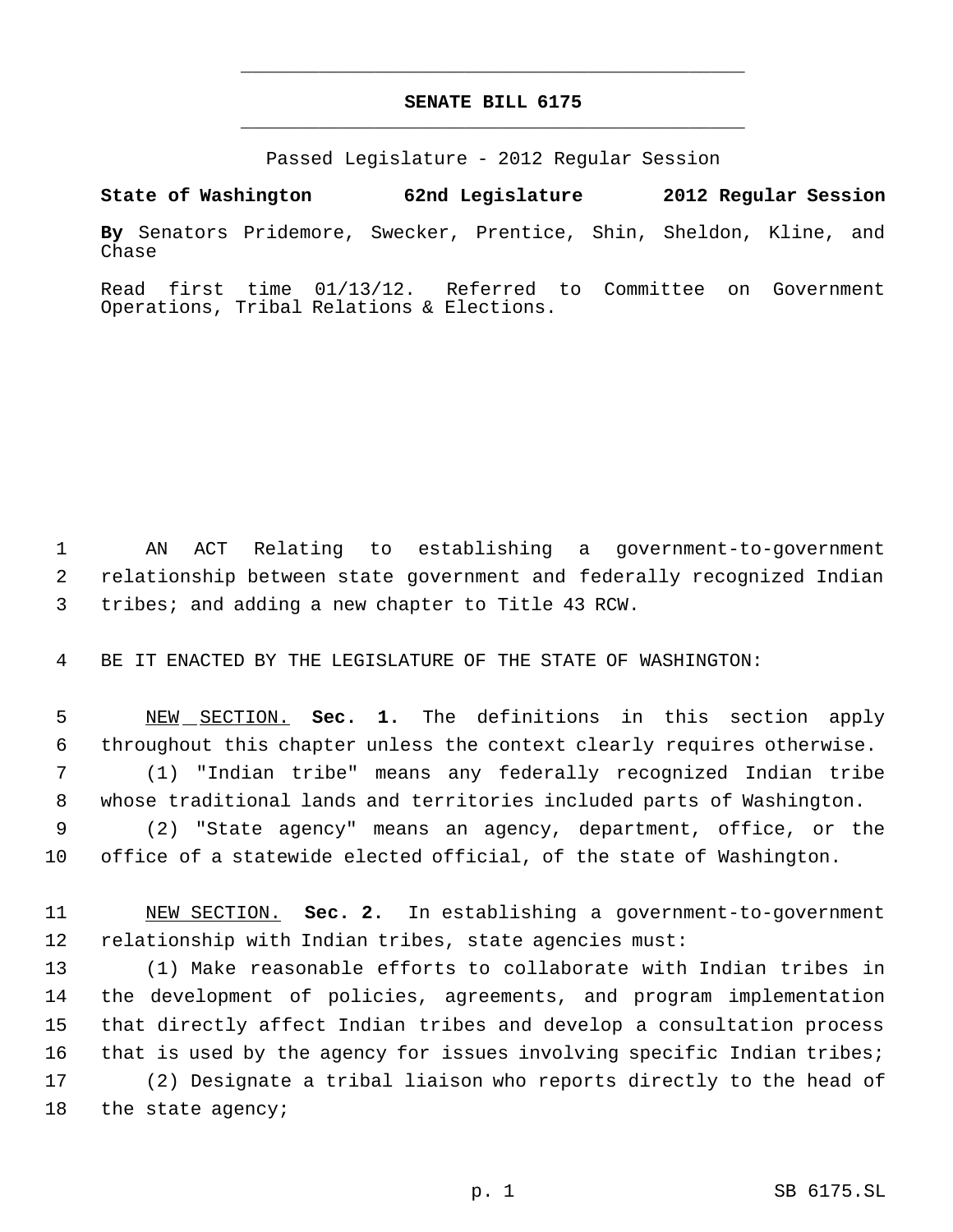# SENATE BILL 6175

Passed Legislature - 2012 Regular Session

**State of Washington 62nd Legislature 2012 Regular Session**

**By** Senators Pridemore, Swecker, Prentice, Shin, Sheldon, Kline, and Chase

Read first time 01/13/12. Referred to Committee on Government Operations, Tribal Relations & Elections.

AN ACT Relating to establishing a government-to-government relationship between state government and federally recognized Indian tribes; and adding a new chapter to Title 43 RCW.

BE IT ENACTED BY THE LEGISLATURE OF THE STATE OF WASHINGTON:

NEW SECTION. **Sec. 1.** The definitions in this section apply throughout this chapter unless the context clearly requires otherwise.

(1) "Indian tribe" means any federally recognized Indian tribe whose traditional lands and territories included parts of Washington.

(2) "State agency" means an agency, department, office, or the office of a statewide elected official, of the state of Washington.

NEW SECTION. **Sec. 2.** In establishing a government-to-government relationship with Indian tribes, state agencies must:

(1) Make reasonable efforts to collaborate with Indian tribes in the development of policies, agreements, and program implementation that directly affect Indian tribes and develop a consultation process that is used by the agency for issues involving specific Indian tribes;

(2) Designate a tribal liaison who reports directly to the head of the state agency;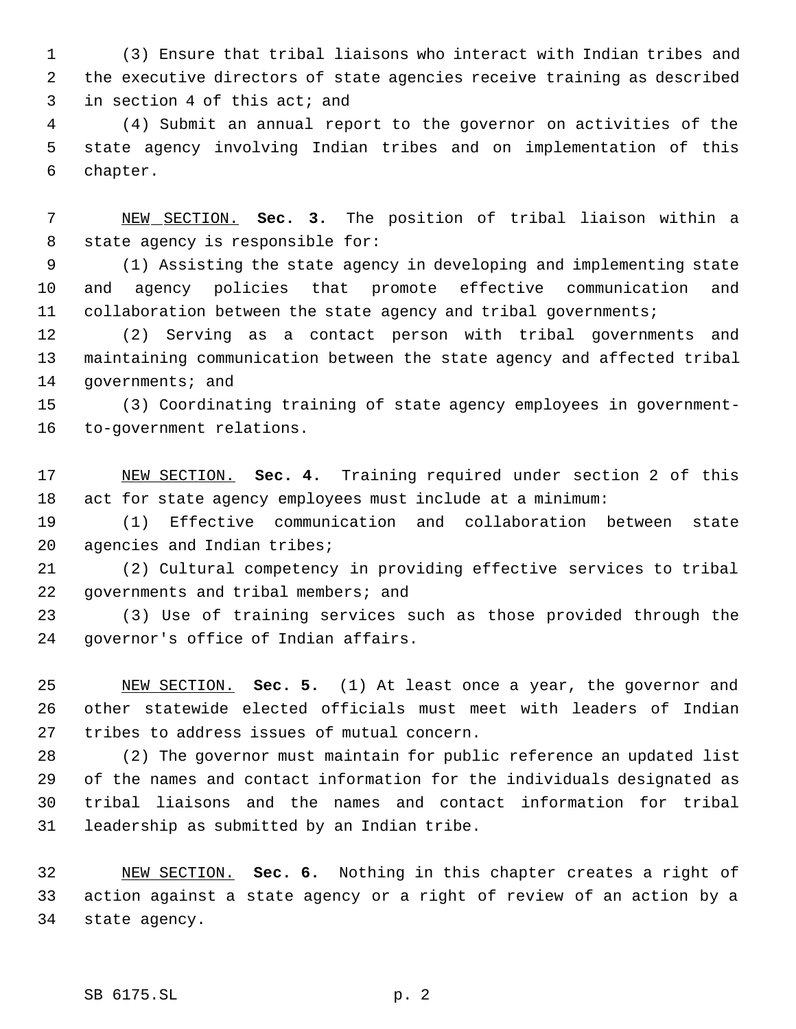(3) Ensure that tribal liaisons who interact with Indian tribes and the executive directors of state agencies receive training as described in section 4 of this act; and

(4) Submit an annual report to the governor on activities of the state agency involving Indian tribes and on implementation of this chapter.

NEW SECTION. **Sec. 3.** The position of tribal liaison within a state agency is responsible for:

(1) Assisting the state agency in developing and implementing state and agency policies that promote effective communication and collaboration between the state agency and tribal governments;

(2) Serving as a contact person with tribal governments and maintaining communication between the state agency and affected tribal governments; and

(3) Coordinating training of state agency employees in government-to-government relations.

NEW SECTION. **Sec. 4.** Training required under section 2 of this act for state agency employees must include at a minimum:

(1) Effective communication and collaboration between state agencies and Indian tribes;

(2) Cultural competency in providing effective services to tribal governments and tribal members; and

(3) Use of training services such as those provided through the governor's office of Indian affairs.

NEW SECTION. **Sec. 5.** (1) At least once a year, the governor and other statewide elected officials must meet with leaders of Indian tribes to address issues of mutual concern.

(2) The governor must maintain for public reference an updated list of the names and contact information for the individuals designated as tribal liaisons and the names and contact information for tribal leadership as submitted by an Indian tribe.

NEW SECTION. **Sec. 6.** Nothing in this chapter creates a right of action against a state agency or a right of review of an action by a state agency.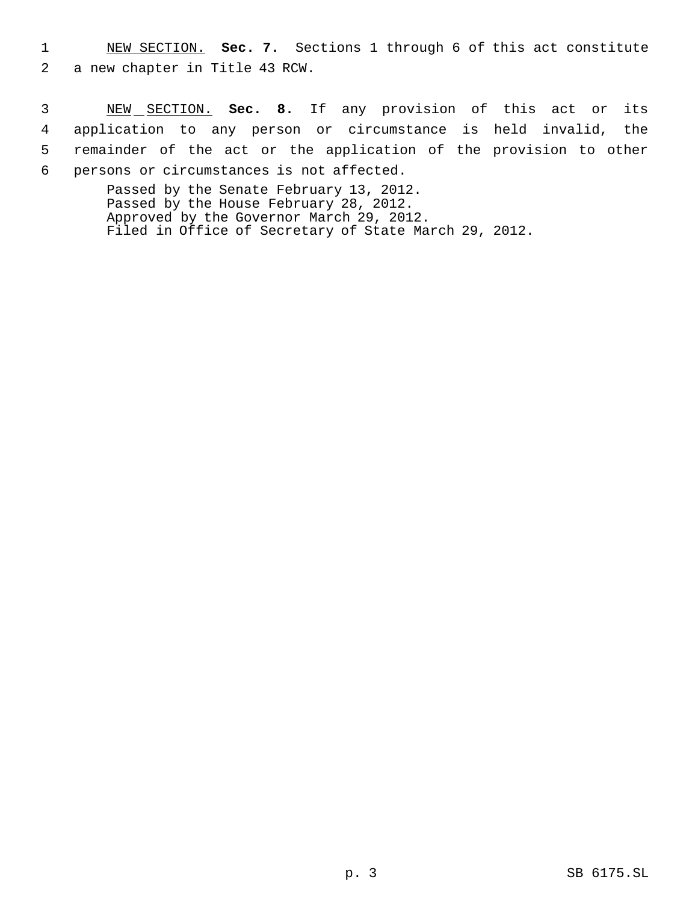NEW SECTION. **Sec. 7.** Sections 1 through 6 of this act constitute a new chapter in Title 43 RCW.

NEW SECTION. **Sec. 8.** If any provision of this act or its application to any person or circumstance is held invalid, the remainder of the act or the application of the provision to other persons or circumstances is not affected.

Passed by the Senate February 13, 2012.
Passed by the House February 28, 2012.
Approved by the Governor March 29, 2012.
Filed in Office of Secretary of State March 29, 2012.